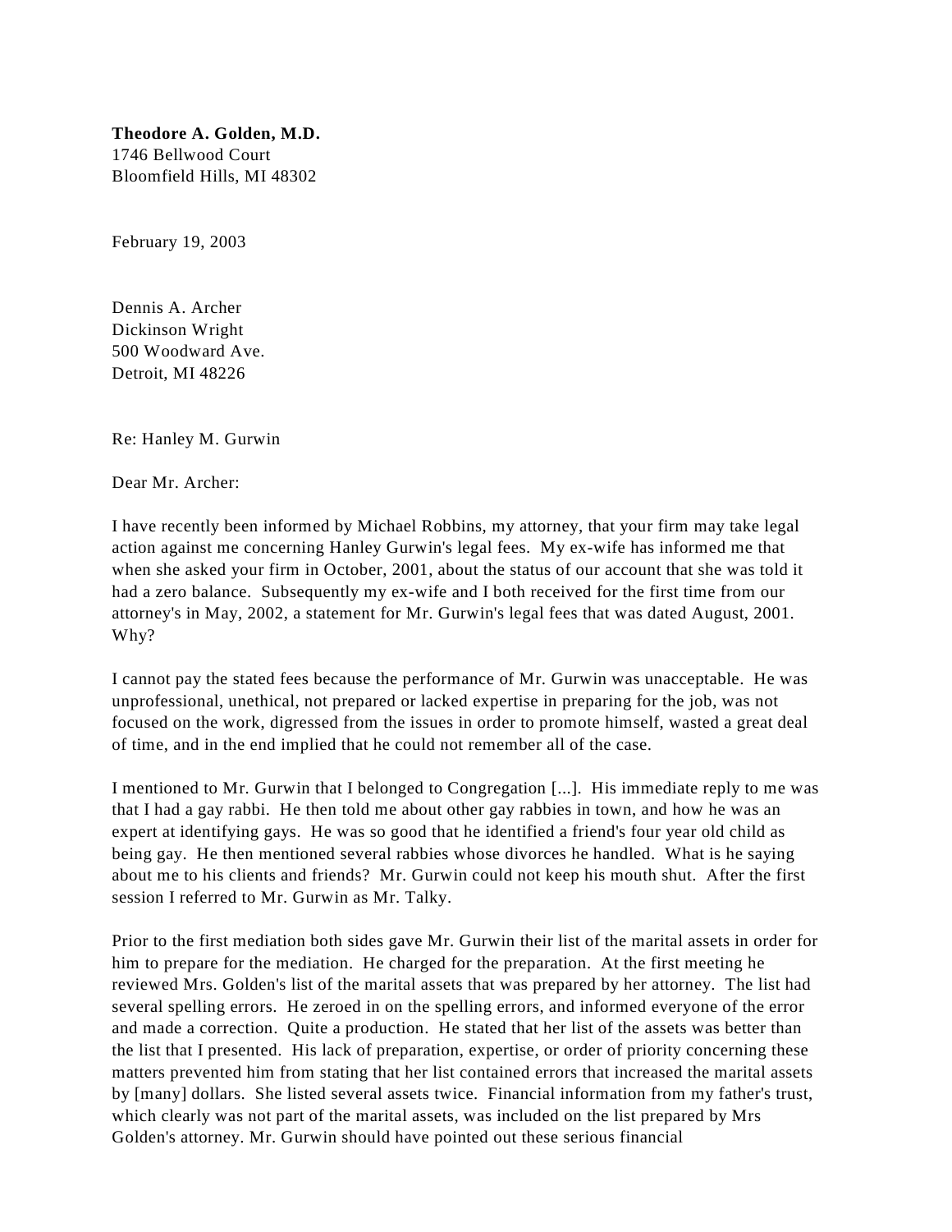**Theodore A. Golden, M.D.**
1746 Bellwood Court
Bloomfield Hills, MI 48302

February 19, 2003

Dennis A. Archer
Dickinson Wright
500 Woodward Ave.
Detroit, MI 48226

Re: Hanley M. Gurwin

Dear Mr. Archer:

I have recently been informed by Michael Robbins, my attorney, that your firm may take legal action against me concerning Hanley Gurwin's legal fees. My ex-wife has informed me that when she asked your firm in October, 2001, about the status of our account that she was told it had a zero balance. Subsequently my ex-wife and I both received for the first time from our attorney's in May, 2002, a statement for Mr. Gurwin's legal fees that was dated August, 2001. Why?

I cannot pay the stated fees because the performance of Mr. Gurwin was unacceptable. He was unprofessional, unethical, not prepared or lacked expertise in preparing for the job, was not focused on the work, digressed from the issues in order to promote himself, wasted a great deal of time, and in the end implied that he could not remember all of the case.

I mentioned to Mr. Gurwin that I belonged to Congregation [...]. His immediate reply to me was that I had a gay rabbi. He then told me about other gay rabbies in town, and how he was an expert at identifying gays. He was so good that he identified a friend's four year old child as being gay. He then mentioned several rabbies whose divorces he handled. What is he saying about me to his clients and friends? Mr. Gurwin could not keep his mouth shut. After the first session I referred to Mr. Gurwin as Mr. Talky.

Prior to the first mediation both sides gave Mr. Gurwin their list of the marital assets in order for him to prepare for the mediation. He charged for the preparation. At the first meeting he reviewed Mrs. Golden's list of the marital assets that was prepared by her attorney. The list had several spelling errors. He zeroed in on the spelling errors, and informed everyone of the error and made a correction. Quite a production. He stated that her list of the assets was better than the list that I presented. His lack of preparation, expertise, or order of priority concerning these matters prevented him from stating that her list contained errors that increased the marital assets by [many] dollars. She listed several assets twice. Financial information from my father's trust, which clearly was not part of the marital assets, was included on the list prepared by Mrs Golden's attorney. Mr. Gurwin should have pointed out these serious financial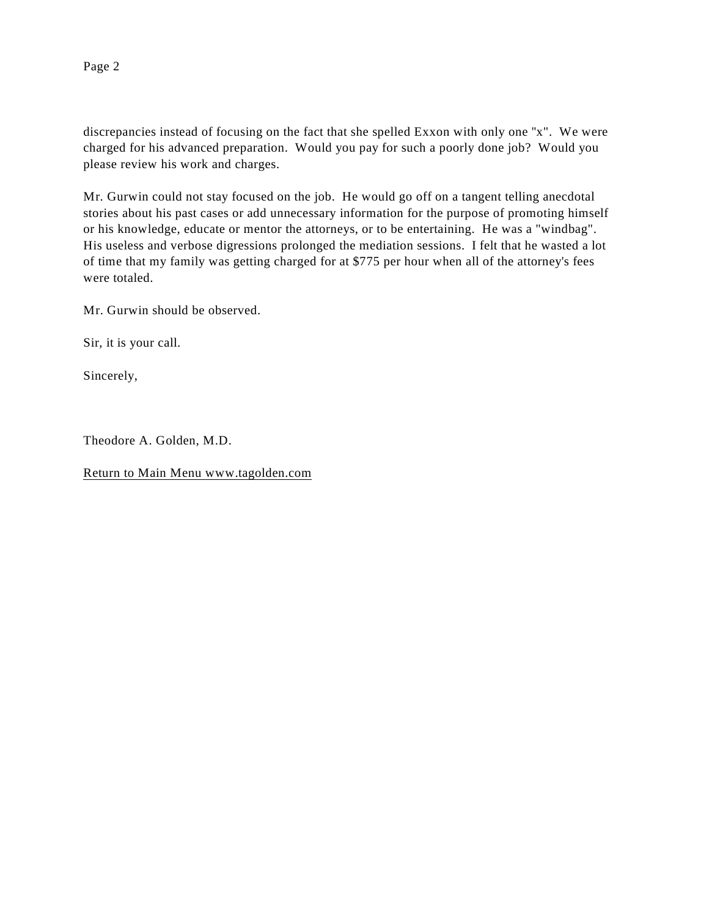discrepancies instead of focusing on the fact that she spelled Exxon with only one "x". We were charged for his advanced preparation. Would you pay for such a poorly done job? Would you please review his work and charges.

Mr. Gurwin could not stay focused on the job. He would go off on a tangent telling anecdotal stories about his past cases or add unnecessary information for the purpose of promoting himself or his knowledge, educate or mentor the attorneys, or to be entertaining. He was a "windbag". His useless and verbose digressions prolonged the mediation sessions. I felt that he wasted a lot of time that my family was getting charged for at $775 per hour when all of the attorney's fees were totaled.

Mr. Gurwin should be observed.

Sir, it is your call.

Sincerely,

Theodore A. Golden, M.D.

Return to Main Menu www.tagolden.com